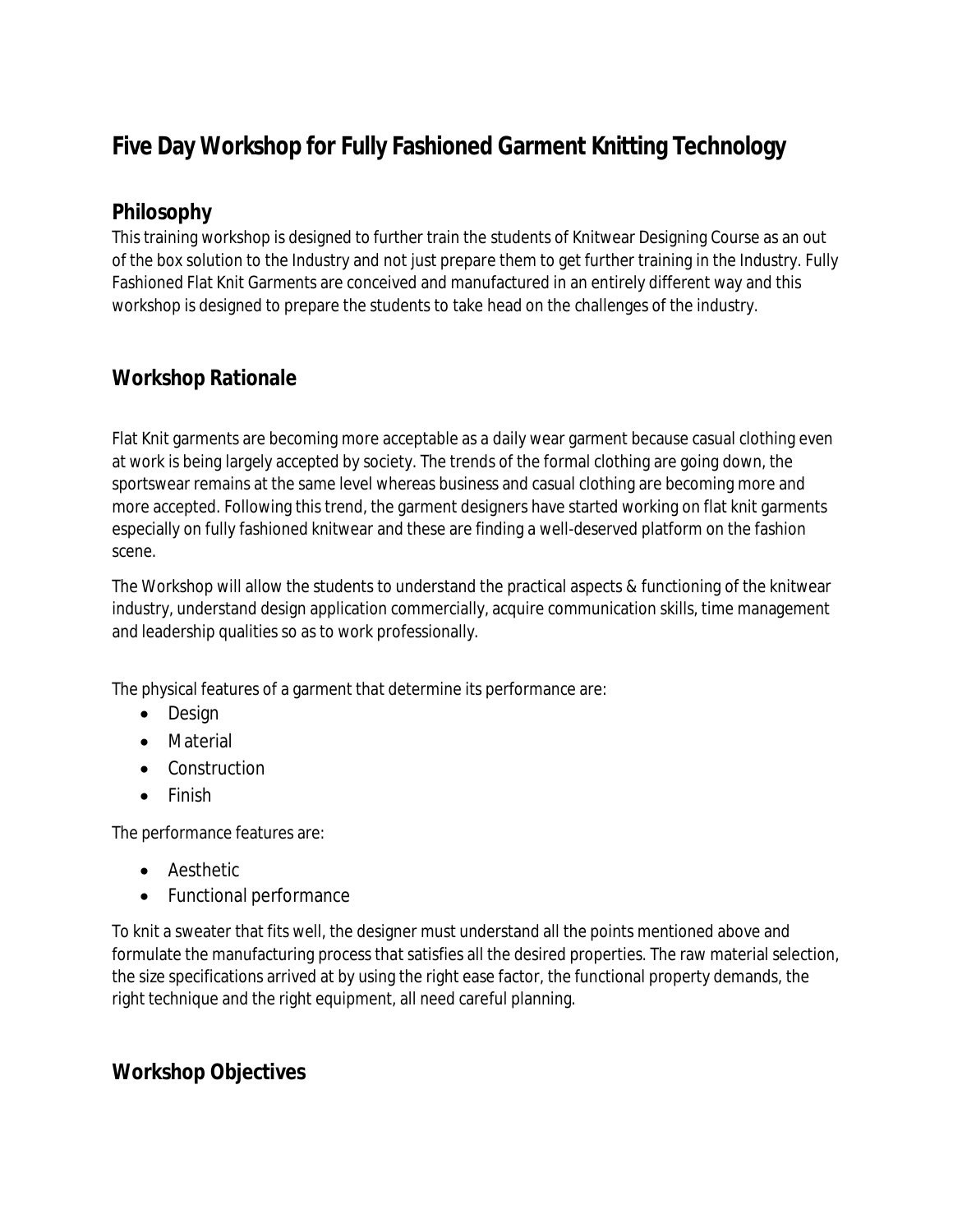# Five Day Workshop for Fully Fashioned Garment Knitting Technology

## Philosophy

This training workshop is designed to further train the students of Knitwear Designing Course as an out of the box solution to the Industry and not just prepare them to get further training in the Industry. Fully Fashioned Flat Knit Garments are conceived and manufactured in an entirely different way and this workshop is designed to prepare the students to take head on the challenges of the industry.

## Workshop Rationale

Flat Knit garments are becoming more acceptable as a daily wear garment because casual clothing even at work is being largely accepted by society. The trends of the formal clothing are going down, the sportswear remains at the same level whereas business and casual clothing are becoming more and more accepted. Following this trend, the garment designers have started working on flat knit garments especially on fully fashioned knitwear and these are finding a well-deserved platform on the fashion scene.

The Workshop will allow the students to understand the practical aspects & functioning of the knitwear industry, understand design application commercially, acquire communication skills, time management and leadership qualities so as to work professionally.

The physical features of a garment that determine its performance are:

- Design
- Material
- Construction
- Finish

The performance features are:

- Aesthetic
- Functional performance

To knit a sweater that fits well, the designer must understand all the points mentioned above and formulate the manufacturing process that satisfies all the desired properties. The raw material selection, the size specifications arrived at by using the right ease factor, the functional property demands, the right technique and the right equipment, all need careful planning.

## Workshop Objectives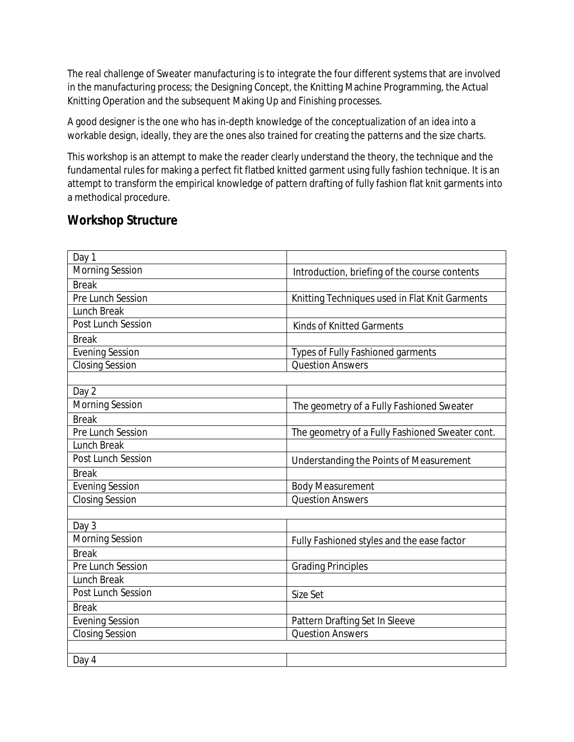The real challenge of Sweater manufacturing is to integrate the four different systems that are involved in the manufacturing process; the Designing Concept, the Knitting Machine Programming, the Actual Knitting Operation and the subsequent Making Up and Finishing processes.

A good designer is the one who has in-depth knowledge of the conceptualization of an idea into a workable design, ideally, they are the ones also trained for creating the patterns and the size charts.

This workshop is an attempt to make the reader clearly understand the theory, the technique and the fundamental rules for making a perfect fit flatbed knitted garment using fully fashion technique. It is an attempt to transform the empirical knowledge of pattern drafting of fully fashion flat knit garments into a methodical procedure.

## Workshop Structure

| Day 1 | |
|---|---|
| Morning Session | Introduction, briefing of the course contents |
| Break | |
| Pre Lunch Session | Knitting Techniques used in Flat Knit Garments |
| Lunch Break | |
| Post Lunch Session | Kinds of Knitted Garments |
| Break | |
| Evening Session | Types of Fully Fashioned garments |
| Closing Session | Question Answers |
| | |
| Day 2 | |
| Morning Session | The geometry of a Fully Fashioned Sweater |
| Break | |
| Pre Lunch Session | The geometry of a Fully Fashioned Sweater cont. |
| Lunch Break | |
| Post Lunch Session | Understanding the Points of Measurement |
| Break | |
| Evening Session | Body Measurement |
| Closing Session | Question Answers |
| | |
| Day 3 | |
| Morning Session | Fully Fashioned styles and the ease factor |
| Break | |
| Pre Lunch Session | Grading Principles |
| Lunch Break | |
| Post Lunch Session | Size Set |
| Break | |
| Evening Session | Pattern Drafting Set In Sleeve |
| Closing Session | Question Answers |
| | |
| Day 4 | |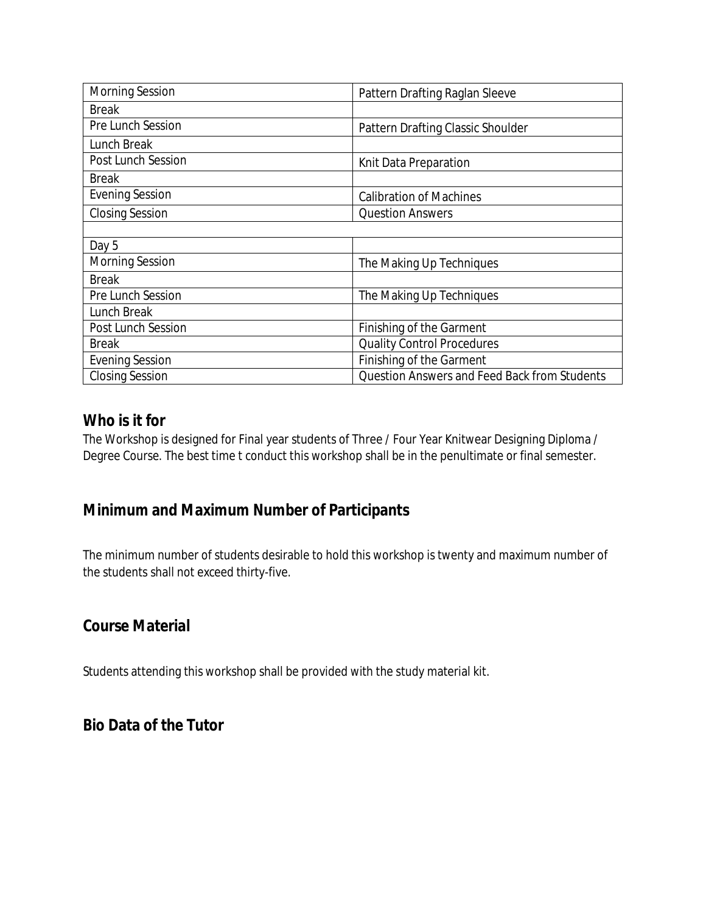| | |
|---|---|
| Morning Session | Pattern Drafting Raglan Sleeve |
| Break | |
| Pre Lunch Session | Pattern Drafting Classic Shoulder |
| Lunch Break | |
| Post Lunch Session | Knit Data Preparation |
| Break | |
| Evening Session | Calibration of Machines |
| Closing Session | Question Answers |
| | |
| Day 5 | |
| Morning Session | The Making Up Techniques |
| Break | |
| Pre Lunch Session | The Making Up Techniques |
| Lunch Break | |
| Post Lunch Session | Finishing of the Garment |
| Break | Quality Control Procedures |
| Evening Session | Finishing of the Garment |
| Closing Session | Question Answers and Feed Back from Students |

## Who is it for

The Workshop is designed for Final year students of Three / Four Year Knitwear Designing Diploma / Degree Course. The best time t conduct this workshop shall be in the penultimate or final semester.

## Minimum and Maximum Number of Participants

The minimum number of students desirable to hold this workshop is twenty and maximum number of the students shall not exceed thirty-five.

## Course Material

Students attending this workshop shall be provided with the study material kit.

## Bio Data of the Tutor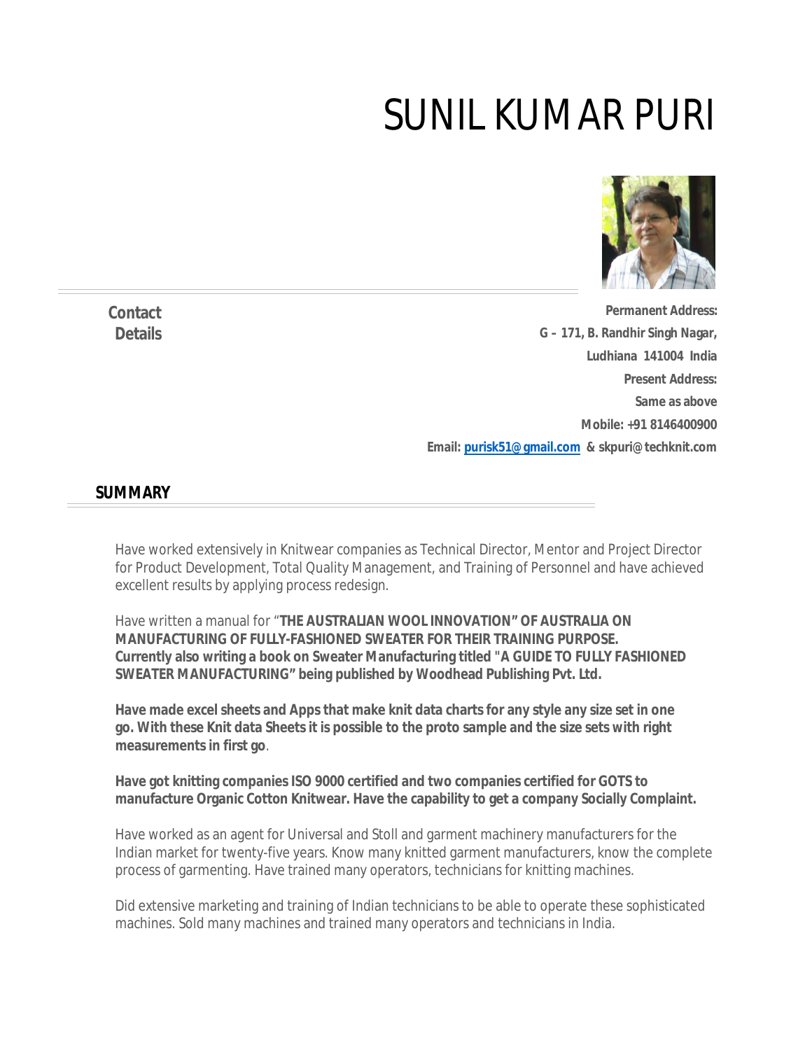# SUNIL KUMAR PURI

**Contact Details**

**Permanent Address:**
**G – 171, B. Randhir Singh Nagar,**
**Ludhiana 141004 India**
**Present Address:**
**Same as above**
**Mobile: +91 8146400900**
**Email: purisk51@gmail.com & skpuri@techknit.com**

## SUMMARY

Have worked extensively in Knitwear companies as Technical Director, Mentor and Project Director for Product Development, Total Quality Management, and Training of Personnel and have achieved excellent results by applying process redesign.

Have written a manual for "**THE AUSTRALIAN WOOL INNOVATION" OF AUSTRALIA ON MANUFACTURING OF FULLY-FASHIONED SWEATER FOR THEIR TRAINING PURPOSE. Currently also writing a book on Sweater Manufacturing titled "A GUIDE TO FULLY FASHIONED SWEATER MANUFACTURING" being published by Woodhead Publishing Pvt. Ltd.**

**Have made excel sheets and Apps that make knit data charts for any style any size set in one go. With these Knit data Sheets it is possible to the proto sample and the size sets with right measurements in first go**.

**Have got knitting companies ISO 9000 certified and two companies certified for GOTS to manufacture Organic Cotton Knitwear. Have the capability to get a company Socially Complaint.**

Have worked as an agent for Universal and Stoll and garment machinery manufacturers for the Indian market for twenty-five years. Know many knitted garment manufacturers, know the complete process of garmenting. Have trained many operators, technicians for knitting machines.

Did extensive marketing and training of Indian technicians to be able to operate these sophisticated machines. Sold many machines and trained many operators and technicians in India.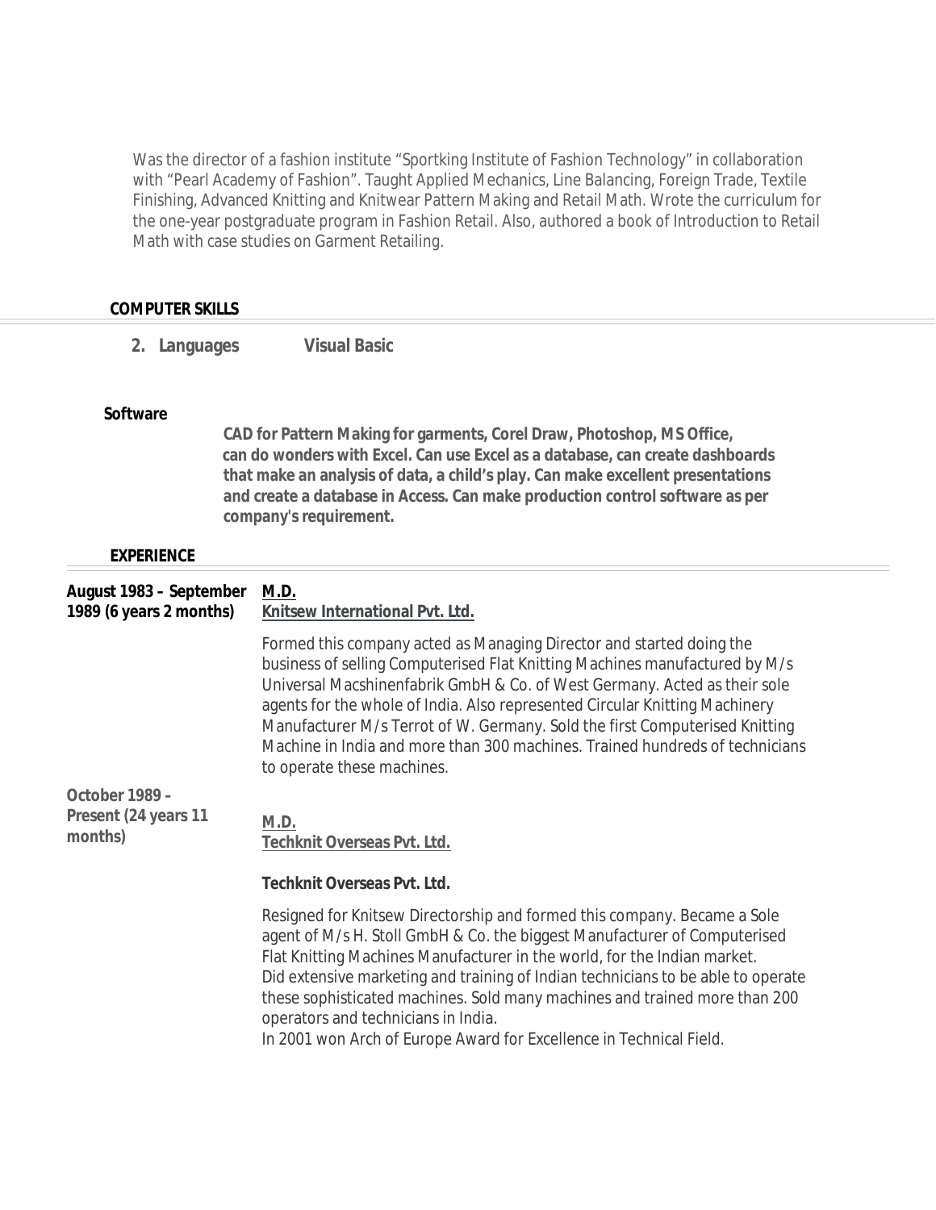Was the director of a fashion institute "Sportking Institute of Fashion Technology" in collaboration with "Pearl Academy of Fashion". Taught Applied Mechanics, Line Balancing, Foreign Trade, Textile Finishing, Advanced Knitting and Knitwear Pattern Making and Retail Math. Wrote the curriculum for the one-year postgraduate program in Fashion Retail. Also, authored a book of Introduction to Retail Math with case studies on Garment Retailing.

## COMPUTER SKILLS

2. **Languages** **Visual Basic**

**Software**

**CAD for Pattern Making for garments, Corel Draw, Photoshop, MS Office, can do wonders with Excel. Can use Excel as a database, can create dashboards that make an analysis of data, a child's play. Can make excellent presentations and create a database in Access. Can make production control software as per company's requirement.**

## EXPERIENCE

**August 1983 – September 1989 (6 years 2 months)**

**M.D.**
**Knitsew International Pvt. Ltd.**

Formed this company acted as Managing Director and started doing the business of selling Computerised Flat Knitting Machines manufactured by M/s Universal Macshinenfabrik GmbH & Co. of West Germany. Acted as their sole agents for the whole of India. Also represented Circular Knitting Machinery Manufacturer M/s Terrot of W. Germany. Sold the first Computerised Knitting Machine in India and more than 300 machines. Trained hundreds of technicians to operate these machines.

**October 1989 – Present (24 years 11 months)**

**M.D.**
**Techknit Overseas Pvt. Ltd.**

**Techknit Overseas Pvt. Ltd.**

Resigned for Knitsew Directorship and formed this company. Became a Sole agent of M/s H. Stoll GmbH & Co. the biggest Manufacturer of Computerised Flat Knitting Machines Manufacturer in the world, for the Indian market.
Did extensive marketing and training of Indian technicians to be able to operate these sophisticated machines. Sold many machines and trained more than 200 operators and technicians in India.
In 2001 won Arch of Europe Award for Excellence in Technical Field.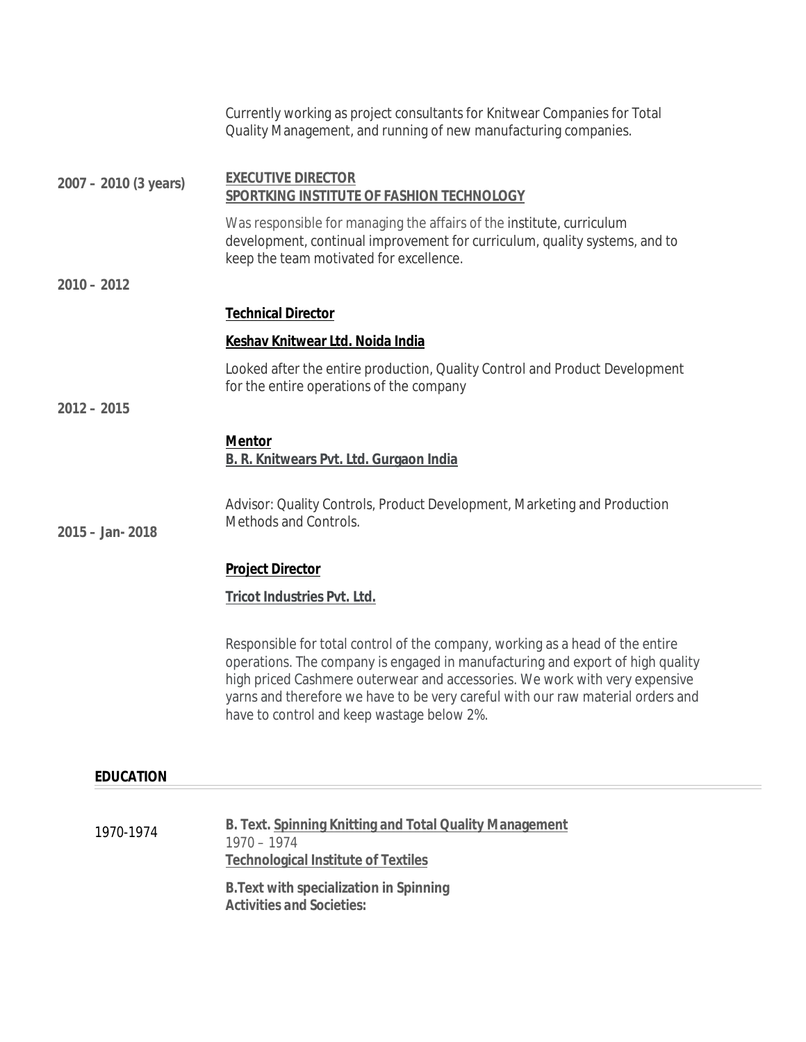Currently working as project consultants for Knitwear Companies for Total Quality Management, and running of new manufacturing companies.

**2007 – 2010 (3 years)**

**EXECUTIVE DIRECTOR**
**SPORTKING INSTITUTE OF FASHION TECHNOLOGY**

Was responsible for managing the affairs of the institute, curriculum development, continual improvement for curriculum, quality systems, and to keep the team motivated for excellence.

**2010 – 2012**

**Technical Director**

**Keshav Knitwear Ltd. Noida India**

Looked after the entire production, Quality Control and Product Development for the entire operations of the company

**2012 – 2015**

**Mentor**
**B. R. Knitwears Pvt. Ltd. Gurgaon India**

Advisor: Quality Controls, Product Development, Marketing and Production Methods and Controls.

**2015 – Jan- 2018**

**Project Director**

**Tricot Industries Pvt. Ltd.**

Responsible for total control of the company, working as a head of the entire operations. The company is engaged in manufacturing and export of high quality high priced Cashmere outerwear and accessories. We work with very expensive yarns and therefore we have to be very careful with our raw material orders and have to control and keep wastage below 2%.

## EDUCATION

1970-1974

**B. Text. Spinning Knitting and Total Quality Management**
1970 – 1974
**Technological Institute of Textiles**

**B.Text with specialization in Spinning**
***Activities and Societies:***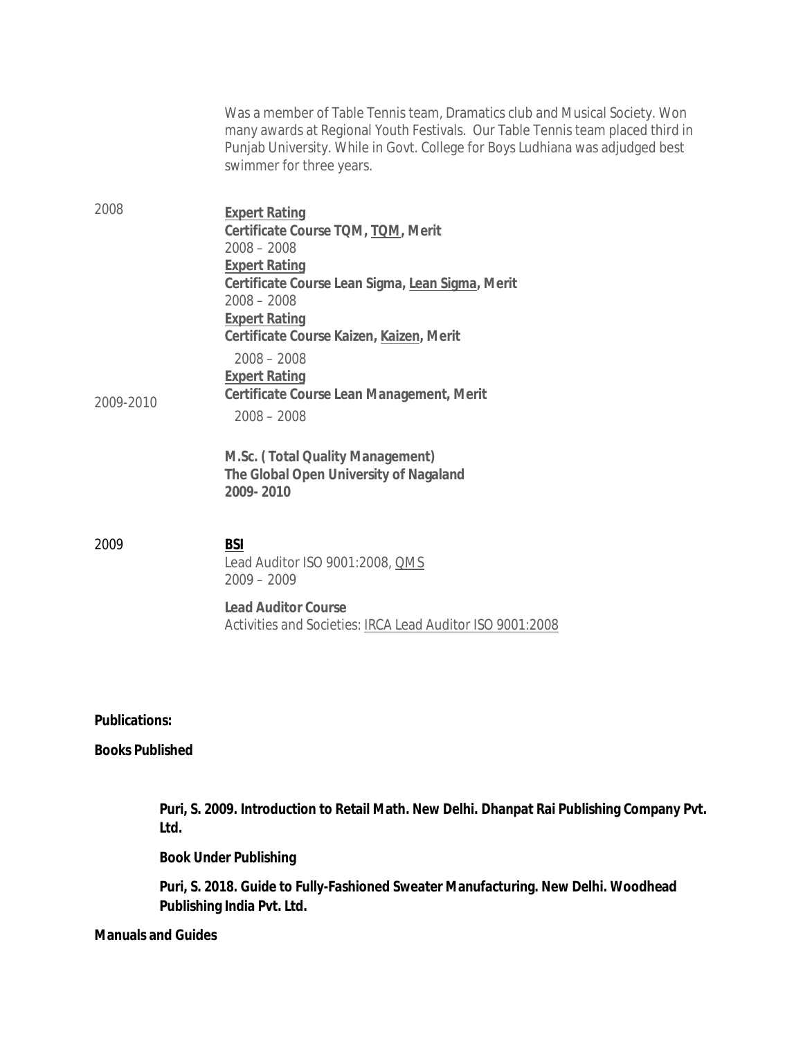Was a member of Table Tennis team, Dramatics club and Musical Society. Won many awards at Regional Youth Festivals. Our Table Tennis team placed third in Punjab University. While in Govt. College for Boys Ludhiana was adjudged best swimmer for three years.

2008

**Expert Rating**
**Certificate Course TQM, TQM, Merit**
2008 – 2008
**Expert Rating**
**Certificate Course Lean Sigma, Lean Sigma, Merit**
2008 – 2008
**Expert Rating**
**Certificate Course Kaizen, Kaizen, Merit**
2008 – 2008
**Expert Rating**
**Certificate Course Lean Management, Merit**
2008 – 2008

2009-2010

**M.Sc. ( Total Quality Management)**
**The Global Open University of Nagaland**
**2009- 2010**

2009

**BSI**
Lead Auditor ISO 9001:2008, QMS
2009 – 2009

**Lead Auditor Course**
Activities and Societies: IRCA Lead Auditor ISO 9001:2008

**Publications:**

**Books Published**

**Puri, S. 2009. Introduction to Retail Math. New Delhi. Dhanpat Rai Publishing Company Pvt. Ltd.**

**Book Under Publishing**

**Puri, S. 2018. Guide to Fully-Fashioned Sweater Manufacturing. New Delhi. Woodhead Publishing India Pvt. Ltd.**

**Manuals and Guides**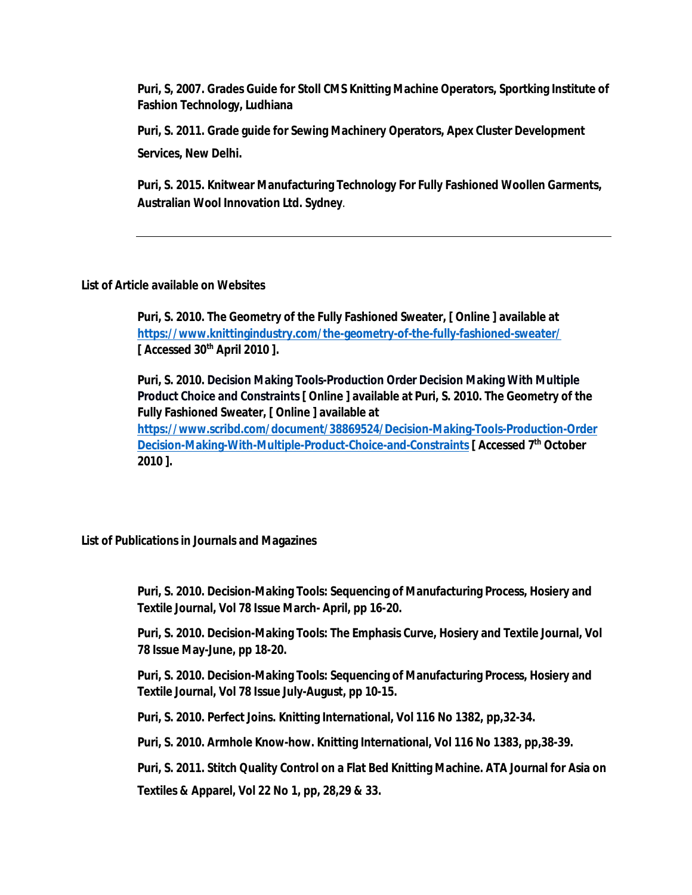**Puri, S, 2007. Grades Guide for Stoll CMS Knitting Machine Operators, Sportking Institute of Fashion Technology, Ludhiana**

**Puri, S. 2011. Grade guide for Sewing Machinery Operators, Apex Cluster Development Services, New Delhi.**

**Puri, S. 2015. Knitwear Manufacturing Technology For Fully Fashioned Woollen Garments, Australian Wool Innovation Ltd. Sydney**.

---

**List of Article available on Websites**

**Puri, S. 2010. The Geometry of the Fully Fashioned Sweater, [ Online ] available at https://www.knittingindustry.com/the-geometry-of-the-fully-fashioned-sweater/ [ Accessed 30th April 2010 ].**

**Puri, S. 2010. Decision Making Tools-Production Order Decision Making With Multiple Product Choice and Constraints [ Online ] available at Puri, S. 2010. The Geometry of the Fully Fashioned Sweater, [ Online ] available at https://www.scribd.com/document/38869524/Decision-Making-Tools-Production-Order Decision-Making-With-Multiple-Product-Choice-and-Constraints [ Accessed 7th October 2010 ].**

**List of Publications in Journals and Magazines**

**Puri, S. 2010. Decision-Making Tools: Sequencing of Manufacturing Process, Hosiery and Textile Journal, Vol 78 Issue March- April, pp 16-20.**

**Puri, S. 2010. Decision-Making Tools: The Emphasis Curve, Hosiery and Textile Journal, Vol 78 Issue May-June, pp 18-20.**

**Puri, S. 2010. Decision-Making Tools: Sequencing of Manufacturing Process, Hosiery and Textile Journal, Vol 78 Issue July-August, pp 10-15.**

**Puri, S. 2010. Perfect Joins. Knitting International, Vol 116 No 1382, pp,32-34.**

**Puri, S. 2010. Armhole Know-how. Knitting International, Vol 116 No 1383, pp,38-39.**

**Puri, S. 2011. Stitch Quality Control on a Flat Bed Knitting Machine. ATA Journal for Asia on Textiles & Apparel, Vol 22 No 1, pp, 28,29 & 33.**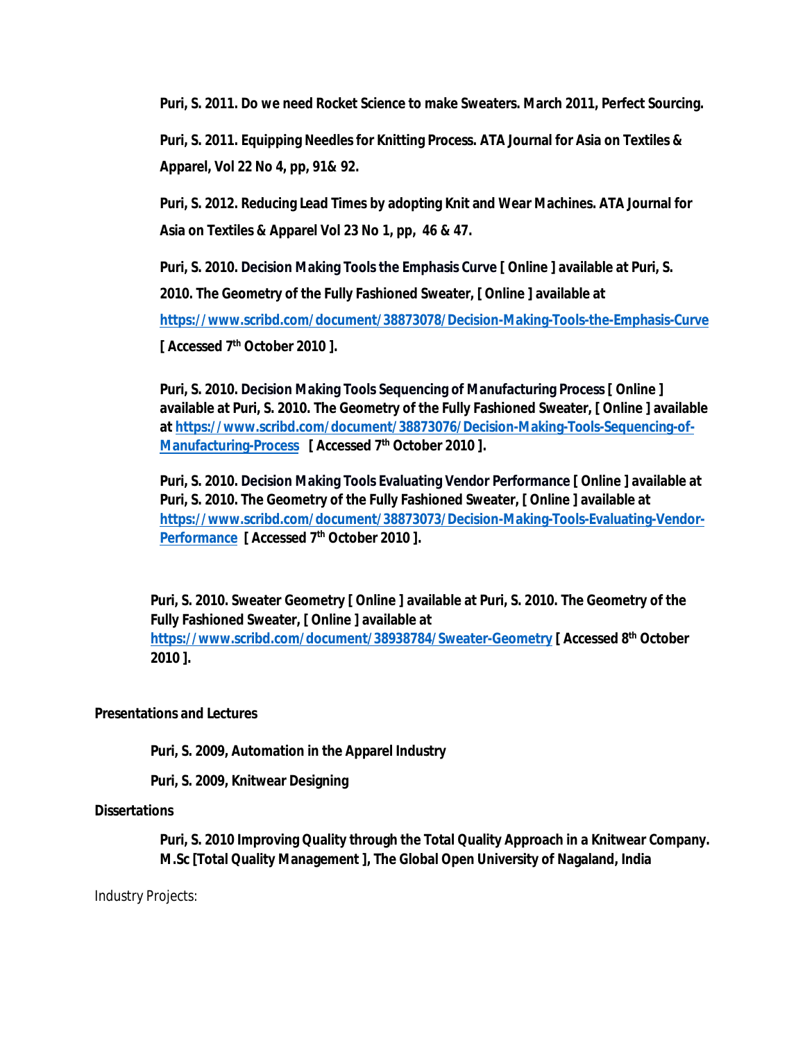**Puri, S. 2011. Do we need Rocket Science to make Sweaters. March 2011, Perfect Sourcing.**

**Puri, S. 2011. Equipping Needles for Knitting Process. ATA Journal for Asia on Textiles & Apparel, Vol 22 No 4, pp, 91& 92.**

**Puri, S. 2012. Reducing Lead Times by adopting Knit and Wear Machines. ATA Journal for Asia on Textiles & Apparel Vol 23 No 1, pp, 46 & 47.**

**Puri, S. 2010. Decision Making Tools the Emphasis Curve [ Online ] available at Puri, S. 2010. The Geometry of the Fully Fashioned Sweater, [ Online ] available at https://www.scribd.com/document/38873078/Decision-Making-Tools-the-Emphasis-Curve [ Accessed 7th October 2010 ].**

**Puri, S. 2010. Decision Making Tools Sequencing of Manufacturing Process [ Online ] available at Puri, S. 2010. The Geometry of the Fully Fashioned Sweater, [ Online ] available at https://www.scribd.com/document/38873076/Decision-Making-Tools-Sequencing-of-Manufacturing-Process [ Accessed 7th October 2010 ].**

**Puri, S. 2010. Decision Making Tools Evaluating Vendor Performance [ Online ] available at Puri, S. 2010. The Geometry of the Fully Fashioned Sweater, [ Online ] available at https://www.scribd.com/document/38873073/Decision-Making-Tools-Evaluating-Vendor-Performance [ Accessed 7th October 2010 ].**

**Puri, S. 2010. Sweater Geometry [ Online ] available at Puri, S. 2010. The Geometry of the Fully Fashioned Sweater, [ Online ] available at https://www.scribd.com/document/38938784/Sweater-Geometry [ Accessed 8th October 2010 ].**

**Presentations and Lectures**

**Puri, S. 2009, Automation in the Apparel Industry**

**Puri, S. 2009, Knitwear Designing**

**Dissertations**

**Puri, S. 2010 Improving Quality through the Total Quality Approach in a Knitwear Company. M.Sc [Total Quality Management ], The Global Open University of Nagaland, India**

Industry Projects: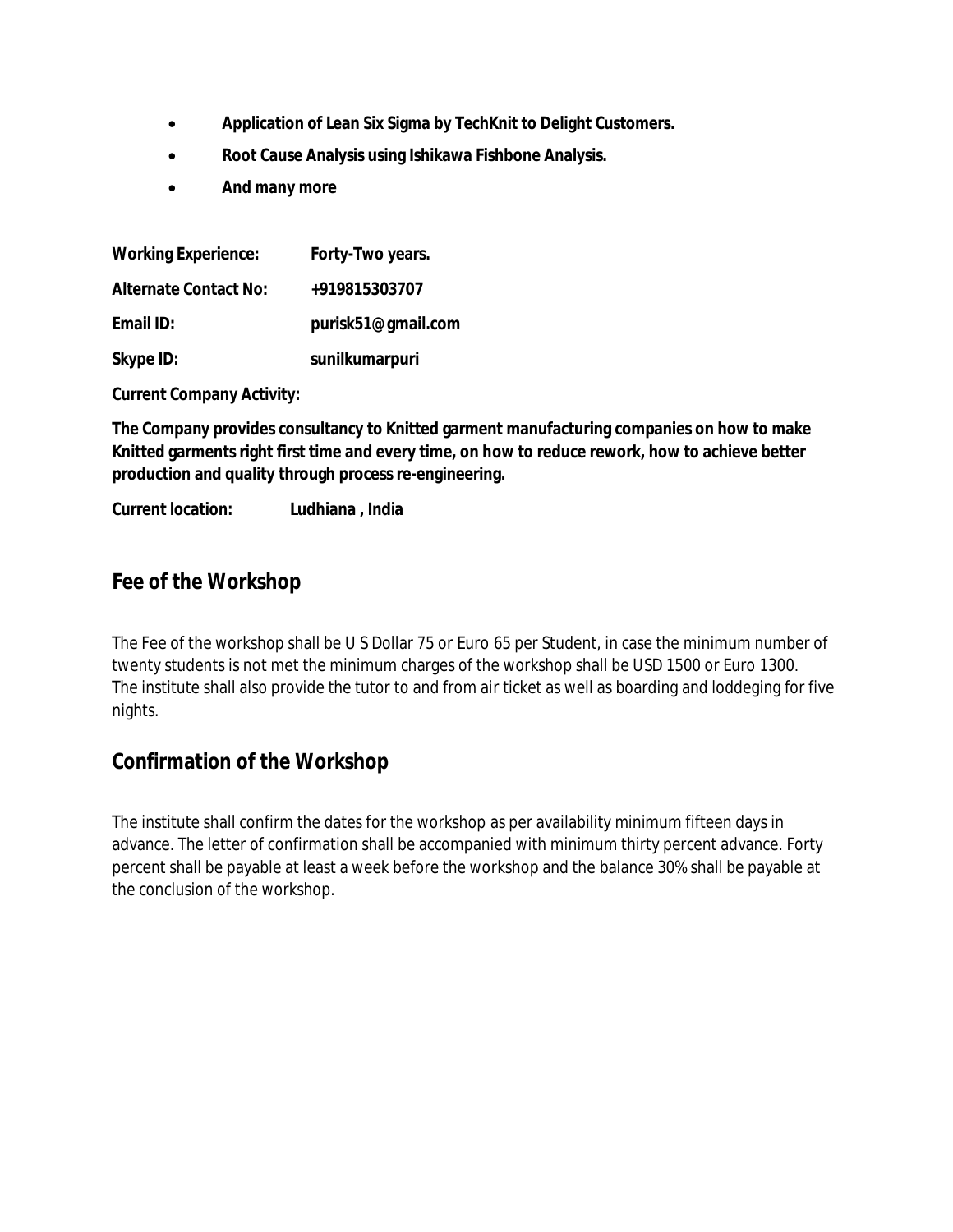- **Application of Lean Six Sigma by TechKnit to Delight Customers.**
- **Root Cause Analysis using Ishikawa Fishbone Analysis.**
- **And many more**

**Working Experience:** **Forty-Two years.**

**Alternate Contact No:** **+919815303707**

**Email ID:** **purisk51@gmail.com**

**Skype ID:** **sunilkumarpuri**

**Current Company Activity:**

**The Company provides consultancy to Knitted garment manufacturing companies on how to make Knitted garments right first time and every time, on how to reduce rework, how to achieve better production and quality through process re-engineering.**

**Current location:** **Ludhiana , India**

## Fee of the Workshop

The Fee of the workshop shall be U S Dollar 75 or Euro 65 per Student, in case the minimum number of twenty students is not met the minimum charges of the workshop shall be USD 1500 or Euro 1300. The institute shall also provide the tutor to and from air ticket as well as boarding and loddeging for five nights.

## Confirmation of the Workshop

The institute shall confirm the dates for the workshop as per availability minimum fifteen days in advance. The letter of confirmation shall be accompanied with minimum thirty percent advance. Forty percent shall be payable at least a week before the workshop and the balance 30% shall be payable at the conclusion of the workshop.